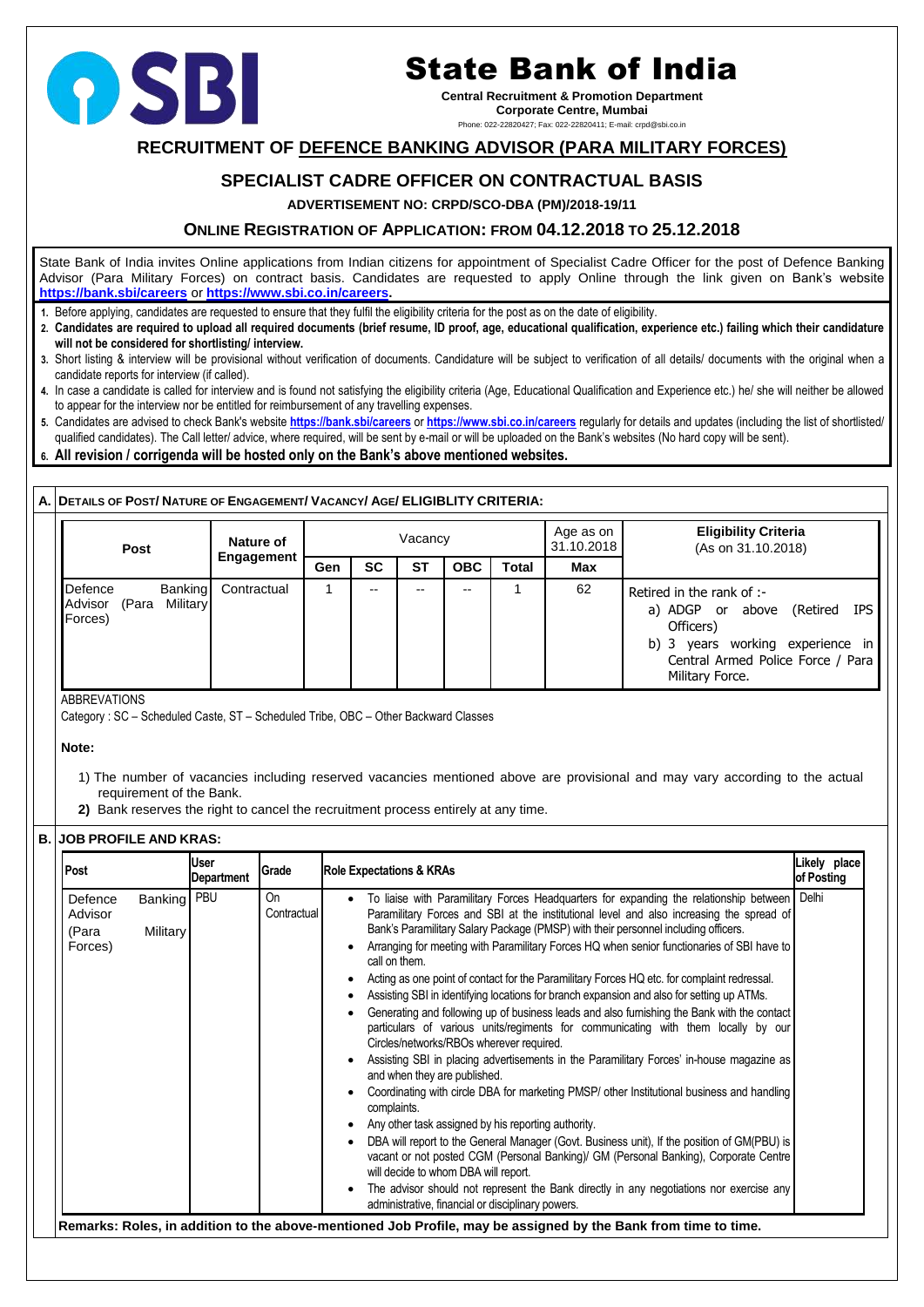# State Bank of India

**Central Recruitment & Promotion Department**
**Corporate Centre, Mumbai**
Phone: 022-22820427; Fax: 022-22820411; E-mail: crpd@sbi.co.in

## RECRUITMENT OF DEFENCE BANKING ADVISOR (PARA MILITARY FORCES)

## SPECIALIST CADRE OFFICER ON CONTRACTUAL BASIS

**ADVERTISEMENT NO: CRPD/SCO-DBA (PM)/2018-19/11**

### ONLINE REGISTRATION OF APPLICATION: FROM 04.12.2018 TO 25.12.2018

State Bank of India invites Online applications from Indian citizens for appointment of Specialist Cadre Officer for the post of Defence Banking Advisor (Para Military Forces) on contract basis. Candidates are requested to apply Online through the link given on Bank's website **https://bank.sbi/careers** or **https://www.sbi.co.in/careers.**

1. Before applying, candidates are requested to ensure that they fulfil the eligibility criteria for the post as on the date of eligibility.
2. **Candidates are required to upload all required documents (brief resume, ID proof, age, educational qualification, experience etc.) failing which their candidature will not be considered for shortlisting/ interview.**
3. Short listing & interview will be provisional without verification of documents. Candidature will be subject to verification of all details/ documents with the original when a candidate reports for interview (if called).
4. In case a candidate is called for interview and is found not satisfying the eligibility criteria (Age, Educational Qualification and Experience etc.) he/ she will neither be allowed to appear for the interview nor be entitled for reimbursement of any travelling expenses.
5. Candidates are advised to check Bank's website **https://bank.sbi/careers** or **https://www.sbi.co.in/careers** regularly for details and updates (including the list of shortlisted/ qualified candidates). The Call letter/ advice, where required, will be sent by e-mail or will be uploaded on the Bank's websites (No hard copy will be sent).
6. **All revision / corrigenda will be hosted only on the Bank's above mentioned websites.**

**A. DETAILS OF POST/ NATURE OF ENGAGEMENT/ VACANCY/ AGE/ ELIGIBLITY CRITERIA:**

| Post | Nature of Engagement | Vacancy | | | | | Age as on 31.10.2018 | Eligibility Criteria (As on 31.10.2018) |
|---|---|---|---|---|---|---|---|---|
| | | Gen | SC | ST | OBC | Total | Max | |
| Defence Banking Advisor (Para Military Forces) | Contractual | 1 | -- | -- | -- | 1 | 62 | Retired in the rank of :- a) ADGP or above (Retired IPS Officers) b) 3 years working experience in Central Armed Police Force / Para Military Force. |

ABBREVIATIONS

Category : SC – Scheduled Caste, ST – Scheduled Tribe, OBC – Other Backward Classes

**Note:**

1) The number of vacancies including reserved vacancies mentioned above are provisional and may vary according to the actual requirement of the Bank.
2) Bank reserves the right to cancel the recruitment process entirely at any time.

**B. JOB PROFILE AND KRAS:**

| Post | User Department | Grade | Role Expectations & KRAs | Likely place of Posting |
|---|---|---|---|---|
| Defence Banking Advisor (Para Military Forces) | PBU | On Contractual | • To liaise with Paramilitary Forces Headquarters for expanding the relationship between Paramilitary Forces and SBI at the institutional level and also increasing the spread of Bank's Paramilitary Salary Package (PMSP) with their personnel including officers.<br>• Arranging for meeting with Paramilitary Forces HQ when senior functionaries of SBI have to call on them.<br>• Acting as one point of contact for the Paramilitary Forces HQ etc. for complaint redressal.<br>• Assisting SBI in identifying locations for branch expansion and also for setting up ATMs.<br>• Generating and following up of business leads and also furnishing the Bank with the contact particulars of various units/regiments for communicating with them locally by our Circles/networks/RBOs wherever required.<br>• Assisting SBI in placing advertisements in the Paramilitary Forces' in-house magazine as and when they are published.<br>• Coordinating with circle DBA for marketing PMSP/ other Institutional business and handling complaints.<br>• Any other task assigned by his reporting authority.<br>• DBA will report to the General Manager (Govt. Business unit), If the position of GM(PBU) is vacant or not posted CGM (Personal Banking)/ GM (Personal Banking), Corporate Centre will decide to whom DBA will report.<br>• The advisor should not represent the Bank directly in any negotiations nor exercise any administrative, financial or disciplinary powers. | Delhi |

**Remarks: Roles, in addition to the above-mentioned Job Profile, may be assigned by the Bank from time to time.**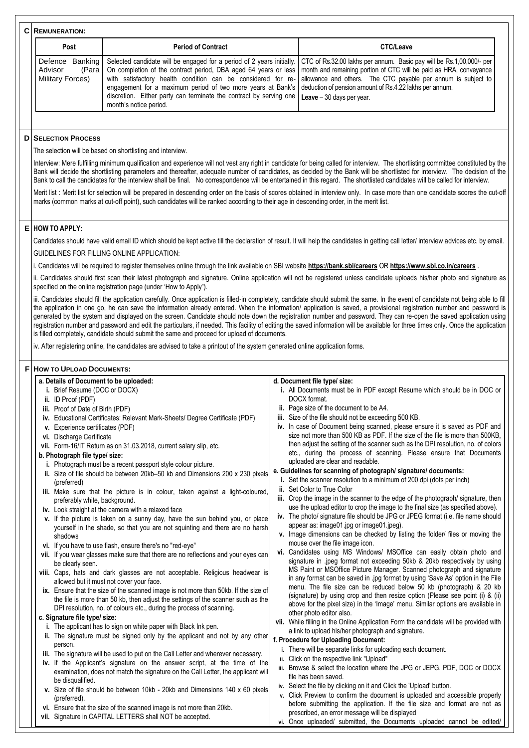## C REMUNERATION:

| Post | Period of Contract | CTC/Leave |
|---|---|---|
| Defence Banking Advisor (Para Military Forces) | Selected candidate will be engaged for a period of 2 years initially. On completion of the contract period, DBA aged 64 years or less with satisfactory health condition can be considered for re-engagement for a maximum period of two more years at Bank's discretion. Either party can terminate the contract by serving one month's notice period. | CTC of Rs.32.00 lakhs per annum. Basic pay will be Rs.1,00,000/- per month and remaining portion of CTC will be paid as HRA, conveyance allowance and others. The CTC payable per annum is subject to deduction of pension amount of Rs.4.22 lakhs per annum. **Leave** – 30 days per year. |

## D SELECTION PROCESS

The selection will be based on shortlisting and interview.

Interview: Mere fulfilling minimum qualification and experience will not vest any right in candidate for being called for interview. The shortlisting committee constituted by the Bank will decide the shortlisting parameters and thereafter, adequate number of candidates, as decided by the Bank will be shortlisted for interview. The decision of the Bank to call the candidates for the interview shall be final. No correspondence will be entertained in this regard. The shortlisted candidates will be called for interview.

Merit list : Merit list for selection will be prepared in descending order on the basis of scores obtained in interview only. In case more than one candidate scores the cut-off marks (common marks at cut-off point), such candidates will be ranked according to their age in descending order, in the merit list.

## E HOW TO APPLY:

Candidates should have valid email ID which should be kept active till the declaration of result. It will help the candidates in getting call letter/ interview advices etc. by email.

GUIDELINES FOR FILLING ONLINE APPLICATION:

i. Candidates will be required to register themselves online through the link available on SBI website **https://bank.sbi/careers** OR **https://www.sbi.co.in/careers** .

ii. Candidates should first scan their latest photograph and signature. Online application will not be registered unless candidate uploads his/her photo and signature as specified on the online registration page (under 'How to Apply").

iii. Candidates should fill the application carefully. Once application is filled-in completely, candidate should submit the same. In the event of candidate not being able to fill the application in one go, he can save the information already entered. When the information/ application is saved, a provisional registration number and password is generated by the system and displayed on the screen. Candidate should note down the registration number and password. They can re-open the saved application using registration number and password and edit the particulars, if needed. This facility of editing the saved information will be available for three times only. Once the application is filled completely, candidate should submit the same and proceed for upload of documents.

iv. After registering online, the candidates are advised to take a printout of the system generated online application forms.

## F HOW TO UPLOAD DOCUMENTS:

**a. Details of Document to be uploaded:**

- **i.** Brief Resume (DOC or DOCX)
- **ii.** ID Proof (PDF)
- **iii.** Proof of Date of Birth (PDF)
- **iv.** Educational Certificates: Relevant Mark-Sheets/ Degree Certificate (PDF)
- **v.** Experience certificates (PDF)
- **vi.** Discharge Certificate
- **vii.** Form-16/IT Return as on 31.03.2018, current salary slip, etc.

**b. Photograph file type/ size:**

- **i.** Photograph must be a recent passport style colour picture.
- **ii.** Size of file should be between 20kb–50 kb and Dimensions 200 x 230 pixels (preferred)
- **iii.** Make sure that the picture is in colour, taken against a light-coloured, preferably white, background.
- **iv.** Look straight at the camera with a relaxed face
- **v.** If the picture is taken on a sunny day, have the sun behind you, or place yourself in the shade, so that you are not squinting and there are no harsh shadows
- **vi.** If you have to use flash, ensure there's no "red-eye"
- **vii.** If you wear glasses make sure that there are no reflections and your eyes can be clearly seen.
- **viii.** Caps, hats and dark glasses are not acceptable. Religious headwear is allowed but it must not cover your face.
- **ix.** Ensure that the size of the scanned image is not more than 50kb. If the size of the file is more than 50 kb, then adjust the settings of the scanner such as the DPI resolution, no. of colours etc., during the process of scanning.

**c. Signature file type/ size:**

- **i.** The applicant has to sign on white paper with Black Ink pen.
- **ii.** The signature must be signed only by the applicant and not by any other person.
- **iii.** The signature will be used to put on the Call Letter and wherever necessary.
- **iv.** If the Applicant's signature on the answer script, at the time of the examination, does not match the signature on the Call Letter, the applicant will be disqualified.
- **v.** Size of file should be between 10kb - 20kb and Dimensions 140 x 60 pixels (preferred).
- **vi.** Ensure that the size of the scanned image is not more than 20kb.
- **vii.** Signature in CAPITAL LETTERS shall NOT be accepted.

**d. Document file type/ size:**

- **i.** All Documents must be in PDF except Resume which should be in DOC or DOCX format.
- **ii.** Page size of the document to be A4.
- **iii.** Size of the file should not be exceeding 500 KB.
- **iv.** In case of Document being scanned, please ensure it is saved as PDF and size not more than 500 KB as PDF. If the size of the file is more than 500KB, then adjust the setting of the scanner such as the DPI resolution, no. of colors etc., during the process of scanning. Please ensure that Documents uploaded are clear and readable.

**e. Guidelines for scanning of photograph/ signature/ documents:**

- **i.** Set the scanner resolution to a minimum of 200 dpi (dots per inch)
- **ii.** Set Color to True Color
- **iii.** Crop the image in the scanner to the edge of the photograph/ signature, then use the upload editor to crop the image to the final size (as specified above).
- **iv.** The photo/ signature file should be JPG or JPEG format (i.e. file name should appear as: image01.jpg or image01.jpeg).
- **v.** Image dimensions can be checked by listing the folder/ files or moving the mouse over the file image icon.
- **vi.** Candidates using MS Windows/ MSOffice can easily obtain photo and signature in .jpeg format not exceeding 50kb & 20kb respectively by using MS Paint or MSOffice Picture Manager. Scanned photograph and signature in any format can be saved in .jpg format by using 'Save As' option in the File menu. The file size can be reduced below 50 kb (photograph) & 20 kb (signature) by using crop and then resize option (Please see point (i) & (ii) above for the pixel size) in the 'Image' menu. Similar options are available in other photo editor also.
- **vii.** While filling in the Online Application Form the candidate will be provided with a link to upload his/her photograph and signature.

**f. Procedure for Uploading Document:**

- i. There will be separate links for uploading each document.
- ii. Click on the respective link "Upload"
- iii. Browse & select the location where the JPG or JEPG, PDF, DOC or DOCX file has been saved.
- iv. Select the file by clicking on it and Click the 'Upload' button.
- v. Click Preview to confirm the document is uploaded and accessible properly before submitting the application. If the file size and format are not as prescribed, an error message will be displayed
- vi. Once uploaded/ submitted, the Documents uploaded cannot be edited/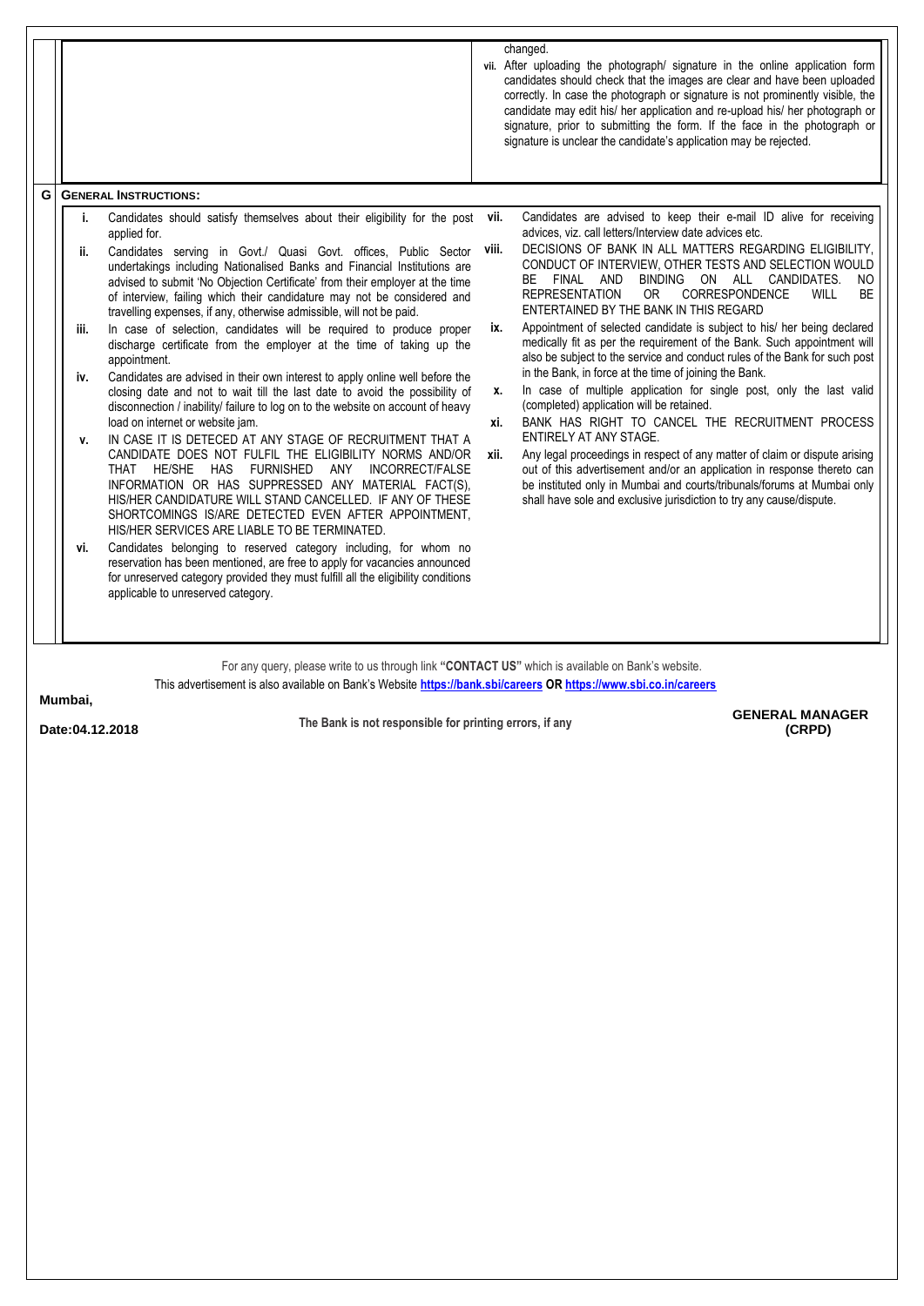changed.

vii. After uploading the photograph/ signature in the online application form candidates should check that the images are clear and have been uploaded correctly. In case the photograph or signature is not prominently visible, the candidate may edit his/ her application and re-upload his/ her photograph or signature, prior to submitting the form. If the face in the photograph or signature is unclear the candidate's application may be rejected.

## G GENERAL INSTRUCTIONS:

i. Candidates should satisfy themselves about their eligibility for the post applied for.

ii. Candidates serving in Govt./ Quasi Govt. offices, Public Sector undertakings including Nationalised Banks and Financial Institutions are advised to submit 'No Objection Certificate' from their employer at the time of interview, failing which their candidature may not be considered and travelling expenses, if any, otherwise admissible, will not be paid.

iii. In case of selection, candidates will be required to produce proper discharge certificate from the employer at the time of taking up the appointment.

iv. Candidates are advised in their own interest to apply online well before the closing date and not to wait till the last date to avoid the possibility of disconnection / inability/ failure to log on to the website on account of heavy load on internet or website jam.

v. IN CASE IT IS DETECED AT ANY STAGE OF RECRUITMENT THAT A CANDIDATE DOES NOT FULFIL THE ELIGIBILITY NORMS AND/OR THAT HE/SHE HAS FURNISHED ANY INCORRECT/FALSE INFORMATION OR HAS SUPPRESSED ANY MATERIAL FACT(S), HIS/HER CANDIDATURE WILL STAND CANCELLED. IF ANY OF THESE SHORTCOMINGS IS/ARE DETECTED EVEN AFTER APPOINTMENT, HIS/HER SERVICES ARE LIABLE TO BE TERMINATED.

vi. Candidates belonging to reserved category including, for whom no reservation has been mentioned, are free to apply for vacancies announced for unreserved category provided they must fulfill all the eligibility conditions applicable to unreserved category.

vii. Candidates are advised to keep their e-mail ID alive for receiving advices, viz. call letters/Interview date advices etc.

viii. DECISIONS OF BANK IN ALL MATTERS REGARDING ELIGIBILITY, CONDUCT OF INTERVIEW, OTHER TESTS AND SELECTION WOULD BE FINAL AND BINDING ON ALL CANDIDATES. NO REPRESENTATION OR CORRESPONDENCE WILL BE ENTERTAINED BY THE BANK IN THIS REGARD

ix. Appointment of selected candidate is subject to his/ her being declared medically fit as per the requirement of the Bank. Such appointment will also be subject to the service and conduct rules of the Bank for such post in the Bank, in force at the time of joining the Bank.

x. In case of multiple application for single post, only the last valid (completed) application will be retained.

xi. BANK HAS RIGHT TO CANCEL THE RECRUITMENT PROCESS ENTIRELY AT ANY STAGE.

xii. Any legal proceedings in respect of any matter of claim or dispute arising out of this advertisement and/or an application in response thereto can be instituted only in Mumbai and courts/tribunals/forums at Mumbai only shall have sole and exclusive jurisdiction to try any cause/dispute.

For any query, please write to us through link **"CONTACT US"** which is available on Bank's website.

This advertisement is also available on Bank's Website **https://bank.sbi/careers** **OR** **https://www.sbi.co.in/careers**

**Mumbai,**

**Date:04.12.2018**

**The Bank is not responsible for printing errors, if any**

**GENERAL MANAGER (CRPD)**